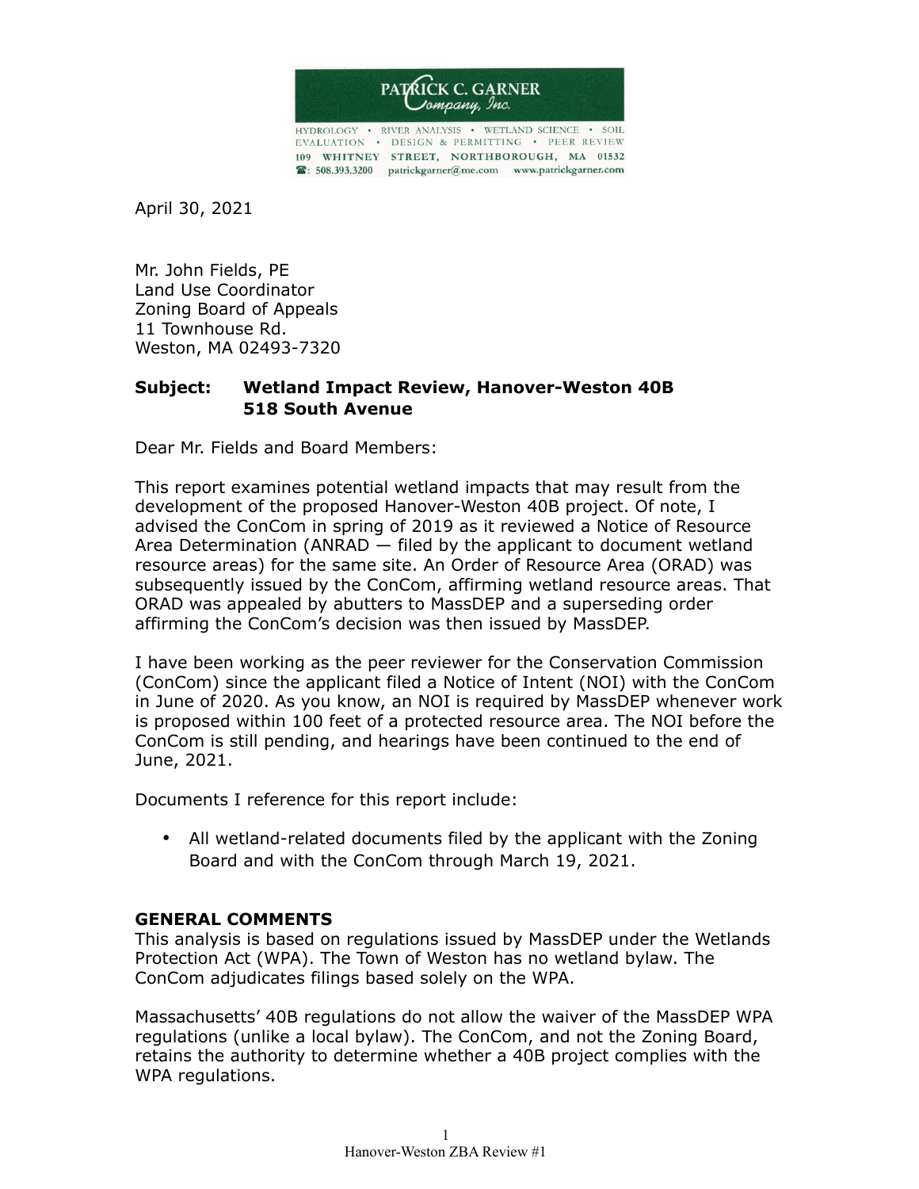PATRICK C. GARNER Company, Inc.

HYDROLOGY • RIVER ANALYSIS • WETLAND SCIENCE • SOIL EVALUATION • DESIGN & PERMITTING • PEER REVIEW
109 WHITNEY STREET, NORTHBOROUGH, MA 01532
☎: 508.393.3200 patrickgarner@me.com www.patrickgarner.com

April 30, 2021

Mr. John Fields, PE
Land Use Coordinator
Zoning Board of Appeals
11 Townhouse Rd.
Weston, MA 02493-7320

**Subject: Wetland Impact Review, Hanover-Weston 40B**
**518 South Avenue**

Dear Mr. Fields and Board Members:

This report examines potential wetland impacts that may result from the development of the proposed Hanover-Weston 40B project. Of note, I advised the ConCom in spring of 2019 as it reviewed a Notice of Resource Area Determination (ANRAD — filed by the applicant to document wetland resource areas) for the same site. An Order of Resource Area (ORAD) was subsequently issued by the ConCom, affirming wetland resource areas. That ORAD was appealed by abutters to MassDEP and a superseding order affirming the ConCom's decision was then issued by MassDEP.

I have been working as the peer reviewer for the Conservation Commission (ConCom) since the applicant filed a Notice of Intent (NOI) with the ConCom in June of 2020. As you know, an NOI is required by MassDEP whenever work is proposed within 100 feet of a protected resource area. The NOI before the ConCom is still pending, and hearings have been continued to the end of June, 2021.

Documents I reference for this report include:

- All wetland-related documents filed by the applicant with the Zoning Board and with the ConCom through March 19, 2021.

**GENERAL COMMENTS**

This analysis is based on regulations issued by MassDEP under the Wetlands Protection Act (WPA). The Town of Weston has no wetland bylaw. The ConCom adjudicates filings based solely on the WPA.

Massachusetts' 40B regulations do not allow the waiver of the MassDEP WPA regulations (unlike a local bylaw). The ConCom, and not the Zoning Board, retains the authority to determine whether a 40B project complies with the WPA regulations.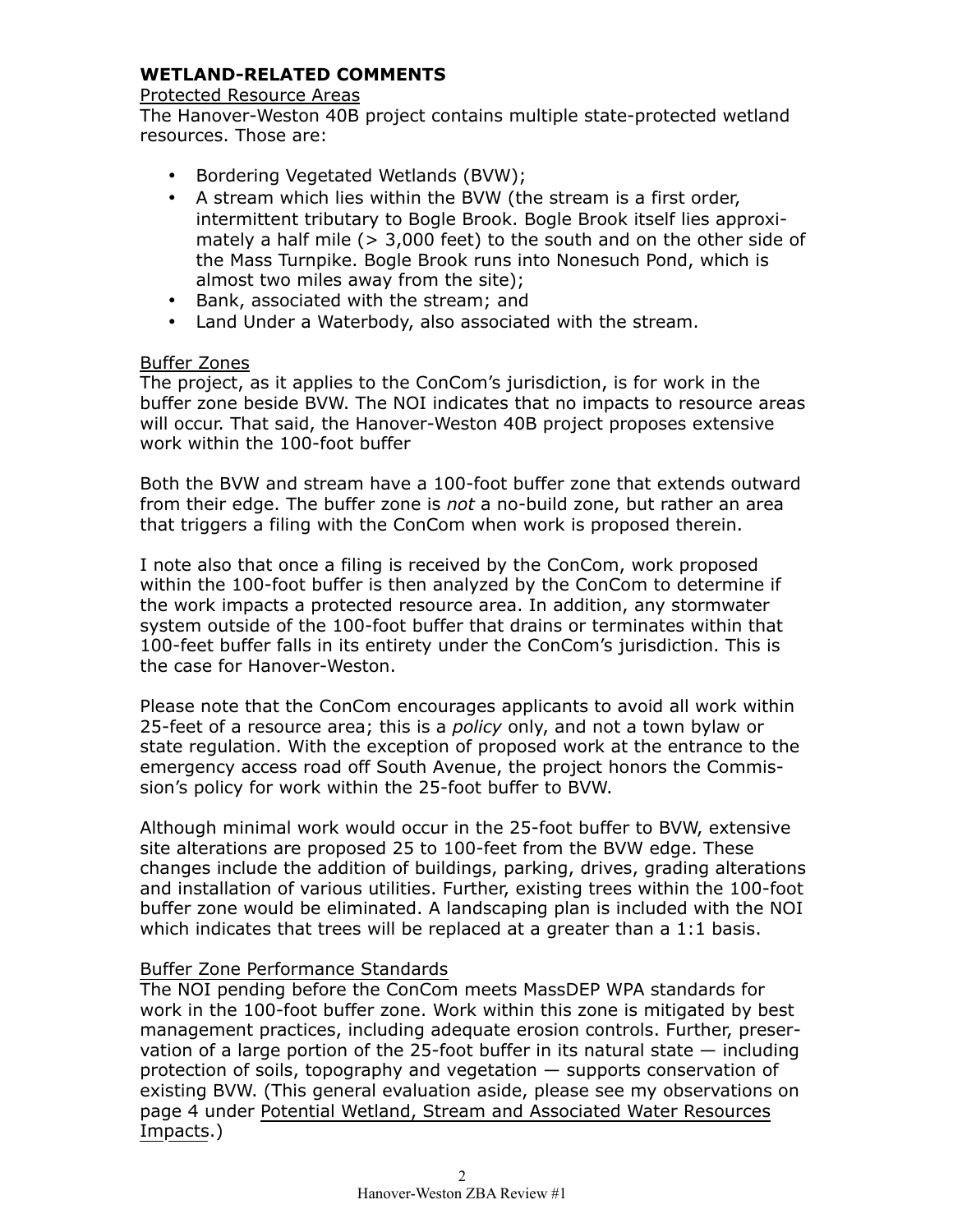## WETLAND-RELATED COMMENTS

Protected Resource Areas

The Hanover-Weston 40B project contains multiple state-protected wetland resources. Those are:

- Bordering Vegetated Wetlands (BVW);
- A stream which lies within the BVW (the stream is a first order, intermittent tributary to Bogle Brook. Bogle Brook itself lies approximately a half mile (> 3,000 feet) to the south and on the other side of the Mass Turnpike. Bogle Brook runs into Nonesuch Pond, which is almost two miles away from the site);
- Bank, associated with the stream; and
- Land Under a Waterbody, also associated with the stream.

Buffer Zones

The project, as it applies to the ConCom's jurisdiction, is for work in the buffer zone beside BVW. The NOI indicates that no impacts to resource areas will occur. That said, the Hanover-Weston 40B project proposes extensive work within the 100-foot buffer

Both the BVW and stream have a 100-foot buffer zone that extends outward from their edge. The buffer zone is *not* a no-build zone, but rather an area that triggers a filing with the ConCom when work is proposed therein.

I note also that once a filing is received by the ConCom, work proposed within the 100-foot buffer is then analyzed by the ConCom to determine if the work impacts a protected resource area. In addition, any stormwater system outside of the 100-foot buffer that drains or terminates within that 100-feet buffer falls in its entirety under the ConCom's jurisdiction. This is the case for Hanover-Weston.

Please note that the ConCom encourages applicants to avoid all work within 25-feet of a resource area; this is a *policy* only, and not a town bylaw or state regulation. With the exception of proposed work at the entrance to the emergency access road off South Avenue, the project honors the Commission's policy for work within the 25-foot buffer to BVW.

Although minimal work would occur in the 25-foot buffer to BVW, extensive site alterations are proposed 25 to 100-feet from the BVW edge. These changes include the addition of buildings, parking, drives, grading alterations and installation of various utilities. Further, existing trees within the 100-foot buffer zone would be eliminated. A landscaping plan is included with the NOI which indicates that trees will be replaced at a greater than a 1:1 basis.

Buffer Zone Performance Standards

The NOI pending before the ConCom meets MassDEP WPA standards for work in the 100-foot buffer zone. Work within this zone is mitigated by best management practices, including adequate erosion controls. Further, preservation of a large portion of the 25-foot buffer in its natural state — including protection of soils, topography and vegetation — supports conservation of existing BVW. (This general evaluation aside, please see my observations on page 4 under Potential Wetland, Stream and Associated Water Resources Impacts.)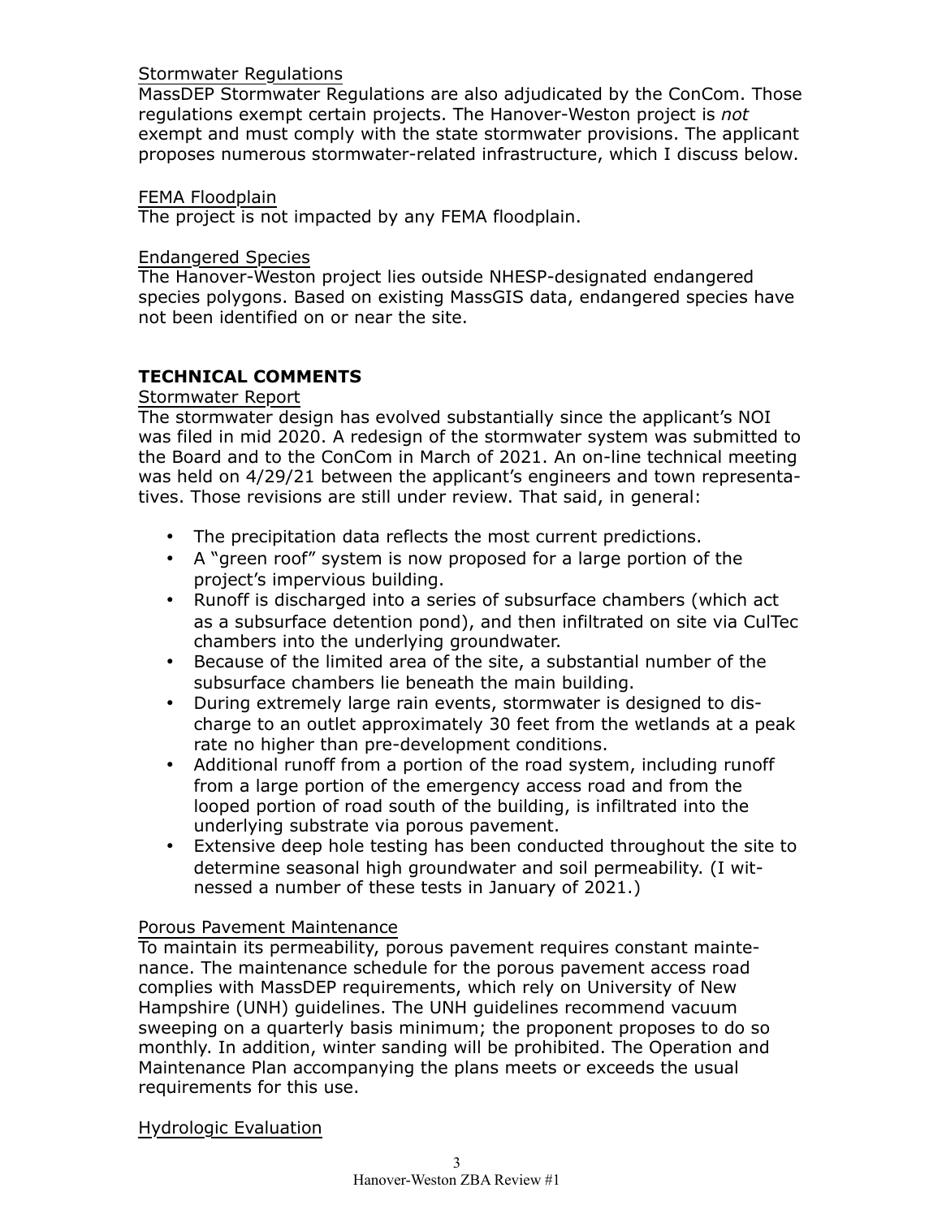Stormwater Regulations

MassDEP Stormwater Regulations are also adjudicated by the ConCom. Those regulations exempt certain projects. The Hanover-Weston project is *not* exempt and must comply with the state stormwater provisions. The applicant proposes numerous stormwater-related infrastructure, which I discuss below.

FEMA Floodplain

The project is not impacted by any FEMA floodplain.

Endangered Species

The Hanover-Weston project lies outside NHESP-designated endangered species polygons. Based on existing MassGIS data, endangered species have not been identified on or near the site.

## TECHNICAL COMMENTS

Stormwater Report

The stormwater design has evolved substantially since the applicant's NOI was filed in mid 2020. A redesign of the stormwater system was submitted to the Board and to the ConCom in March of 2021. An on-line technical meeting was held on 4/29/21 between the applicant's engineers and town representatives. Those revisions are still under review. That said, in general:

- The precipitation data reflects the most current predictions.
- A "green roof" system is now proposed for a large portion of the project's impervious building.
- Runoff is discharged into a series of subsurface chambers (which act as a subsurface detention pond), and then infiltrated on site via CulTec chambers into the underlying groundwater.
- Because of the limited area of the site, a substantial number of the subsurface chambers lie beneath the main building.
- During extremely large rain events, stormwater is designed to discharge to an outlet approximately 30 feet from the wetlands at a peak rate no higher than pre-development conditions.
- Additional runoff from a portion of the road system, including runoff from a large portion of the emergency access road and from the looped portion of road south of the building, is infiltrated into the underlying substrate via porous pavement.
- Extensive deep hole testing has been conducted throughout the site to determine seasonal high groundwater and soil permeability. (I witnessed a number of these tests in January of 2021.)

Porous Pavement Maintenance

To maintain its permeability, porous pavement requires constant maintenance. The maintenance schedule for the porous pavement access road complies with MassDEP requirements, which rely on University of New Hampshire (UNH) guidelines. The UNH guidelines recommend vacuum sweeping on a quarterly basis minimum; the proponent proposes to do so monthly. In addition, winter sanding will be prohibited. The Operation and Maintenance Plan accompanying the plans meets or exceeds the usual requirements for this use.

Hydrologic Evaluation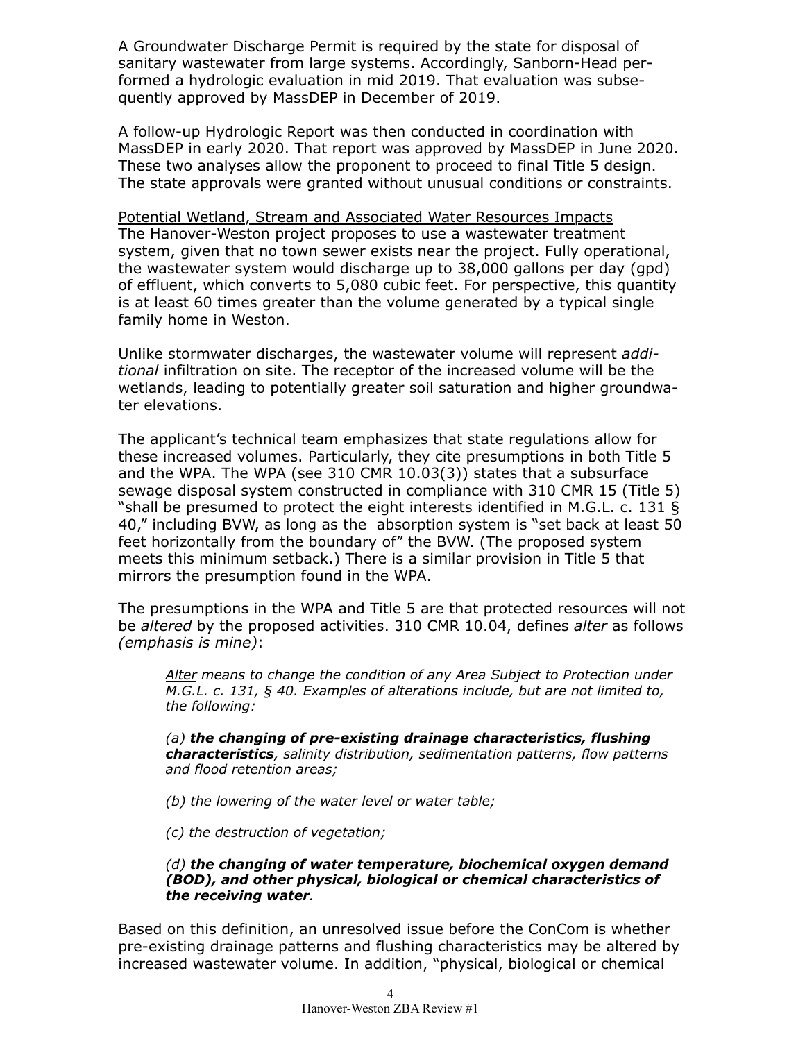A Groundwater Discharge Permit is required by the state for disposal of sanitary wastewater from large systems. Accordingly, Sanborn-Head performed a hydrologic evaluation in mid 2019. That evaluation was subsequently approved by MassDEP in December of 2019.

A follow-up Hydrologic Report was then conducted in coordination with MassDEP in early 2020. That report was approved by MassDEP in June 2020. These two analyses allow the proponent to proceed to final Title 5 design. The state approvals were granted without unusual conditions or constraints.

<u>Potential Wetland, Stream and Associated Water Resources Impacts</u>
The Hanover-Weston project proposes to use a wastewater treatment system, given that no town sewer exists near the project. Fully operational, the wastewater system would discharge up to 38,000 gallons per day (gpd) of effluent, which converts to 5,080 cubic feet. For perspective, this quantity is at least 60 times greater than the volume generated by a typical single family home in Weston.

Unlike stormwater discharges, the wastewater volume will represent *additional* infiltration on site. The receptor of the increased volume will be the wetlands, leading to potentially greater soil saturation and higher groundwater elevations.

The applicant's technical team emphasizes that state regulations allow for these increased volumes. Particularly, they cite presumptions in both Title 5 and the WPA. The WPA (see 310 CMR 10.03(3)) states that a subsurface sewage disposal system constructed in compliance with 310 CMR 15 (Title 5) "shall be presumed to protect the eight interests identified in M.G.L. c. 131 § 40," including BVW, as long as the absorption system is "set back at least 50 feet horizontally from the boundary of" the BVW. (The proposed system meets this minimum setback.) There is a similar provision in Title 5 that mirrors the presumption found in the WPA.

The presumptions in the WPA and Title 5 are that protected resources will not be *altered* by the proposed activities. 310 CMR 10.04, defines *alter* as follows *(emphasis is mine)*:

> *<u>Alter</u> means to change the condition of any Area Subject to Protection under M.G.L. c. 131, § 40. Examples of alterations include, but are not limited to, the following:*
>
> *(a) **the changing of pre-existing drainage characteristics, flushing characteristics**, salinity distribution, sedimentation patterns, flow patterns and flood retention areas;*
>
> *(b) the lowering of the water level or water table;*
>
> *(c) the destruction of vegetation;*
>
> *(d) **the changing of water temperature, biochemical oxygen demand (BOD), and other physical, biological or chemical characteristics of the receiving water**.*

Based on this definition, an unresolved issue before the ConCom is whether pre-existing drainage patterns and flushing characteristics may be altered by increased wastewater volume. In addition, "physical, biological or chemical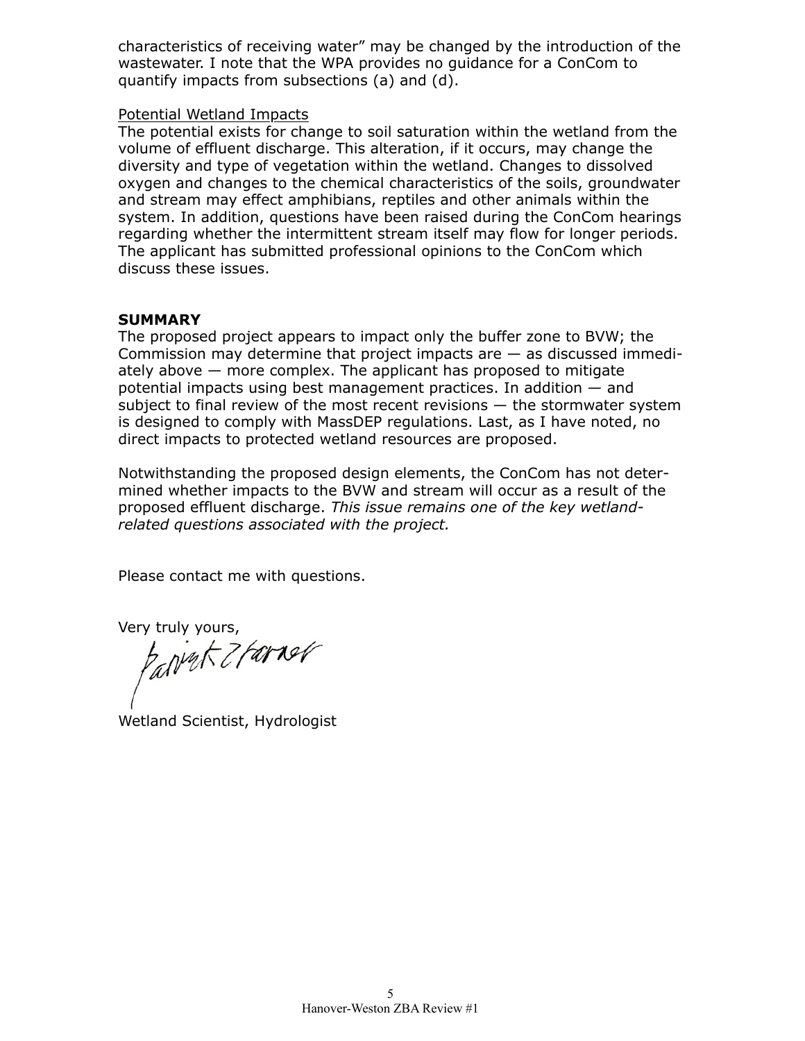characteristics of receiving water" may be changed by the introduction of the wastewater. I note that the WPA provides no guidance for a ConCom to quantify impacts from subsections (a) and (d).

Potential Wetland Impacts

The potential exists for change to soil saturation within the wetland from the volume of effluent discharge. This alteration, if it occurs, may change the diversity and type of vegetation within the wetland. Changes to dissolved oxygen and changes to the chemical characteristics of the soils, groundwater and stream may effect amphibians, reptiles and other animals within the system. In addition, questions have been raised during the ConCom hearings regarding whether the intermittent stream itself may flow for longer periods. The applicant has submitted professional opinions to the ConCom which discuss these issues.

**SUMMARY**

The proposed project appears to impact only the buffer zone to BVW; the Commission may determine that project impacts are — as discussed immediately above — more complex. The applicant has proposed to mitigate potential impacts using best management practices. In addition — and subject to final review of the most recent revisions — the stormwater system is designed to comply with MassDEP regulations. Last, as I have noted, no direct impacts to protected wetland resources are proposed.

Notwithstanding the proposed design elements, the ConCom has not determined whether impacts to the BVW and stream will occur as a result of the proposed effluent discharge. *This issue remains one of the key wetland-related questions associated with the project.*

Please contact me with questions.

Very truly yours,

Patrick Garner

Wetland Scientist, Hydrologist